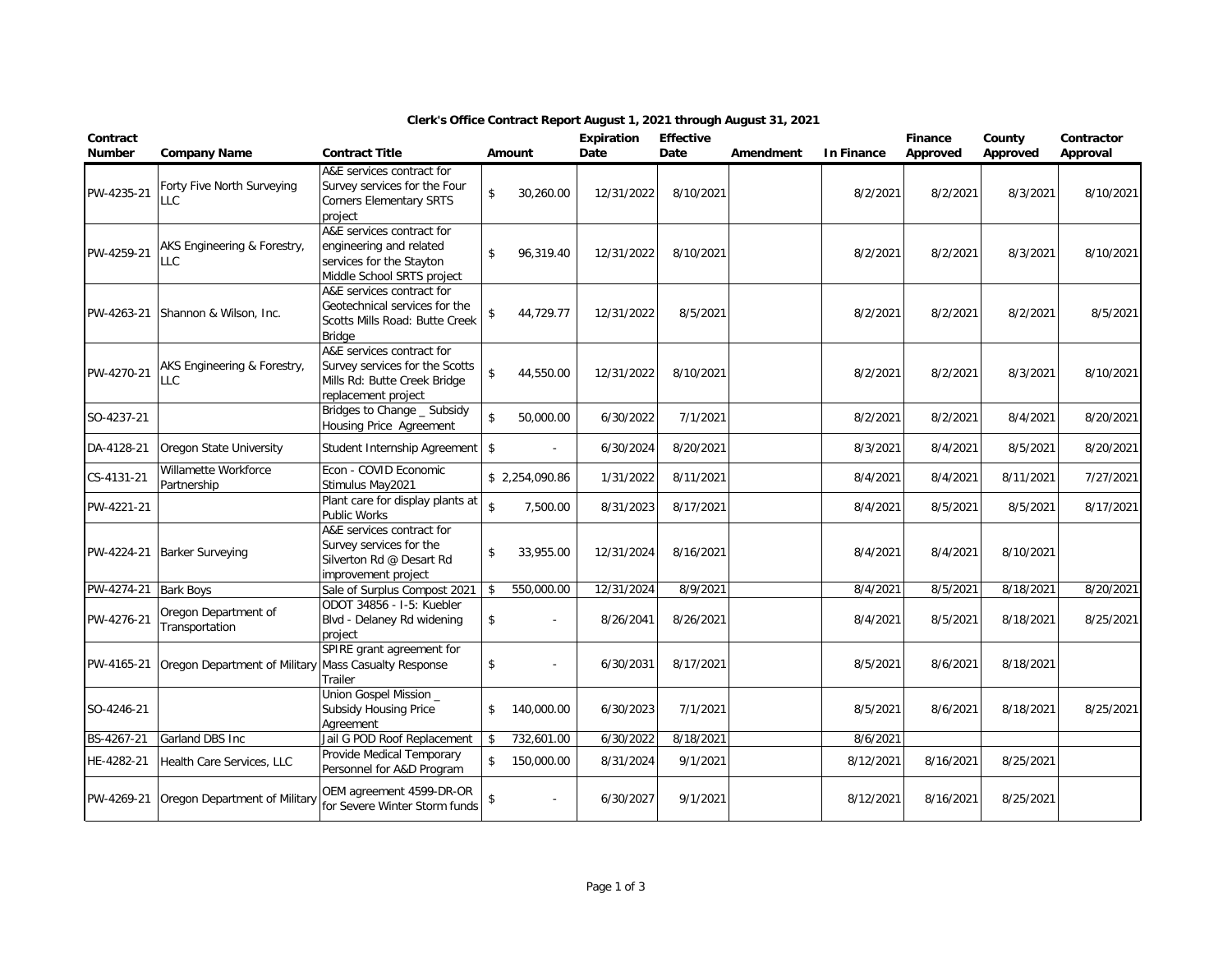## Clerk's Office Contract Report August 1, 2021 through August 31, 2021

| Contract Number | Company Name | Contract Title | Amount | Expiration Date | Effective Date | Amendment | In Finance | Finance Approved | County Approved | Contractor Approval |
|---|---|---|---|---|---|---|---|---|---|---|
| PW-4235-21 | Forty Five North Surveying LLC | A&E services contract for Survey services for the Four Corners Elementary SRTS project | $ 30,260.00 | 12/31/2022 | 8/10/2021 | | 8/2/2021 | 8/2/2021 | 8/3/2021 | 8/10/2021 |
| PW-4259-21 | AKS Engineering & Forestry, LLC | A&E services contract for engineering and related services for the Stayton Middle School SRTS project | $ 96,319.40 | 12/31/2022 | 8/10/2021 | | 8/2/2021 | 8/2/2021 | 8/3/2021 | 8/10/2021 |
| PW-4263-21 | Shannon & Wilson, Inc. | A&E services contract for Geotechnical services for the Scotts Mills Road: Butte Creek Bridge | $ 44,729.77 | 12/31/2022 | 8/5/2021 | | 8/2/2021 | 8/2/2021 | 8/2/2021 | 8/5/2021 |
| PW-4270-21 | AKS Engineering & Forestry, LLC | A&E services contract for Survey services for the Scotts Mills Rd: Butte Creek Bridge replacement project | $ 44,550.00 | 12/31/2022 | 8/10/2021 | | 8/2/2021 | 8/2/2021 | 8/3/2021 | 8/10/2021 |
| SO-4237-21 | | Bridges to Change _ Subsidy Housing Price Agreement | $ 50,000.00 | 6/30/2022 | 7/1/2021 | | 8/2/2021 | 8/2/2021 | 8/4/2021 | 8/20/2021 |
| DA-4128-21 | Oregon State University | Student Internship Agreement | $ - | 6/30/2024 | 8/20/2021 | | 8/3/2021 | 8/4/2021 | 8/5/2021 | 8/20/2021 |
| CS-4131-21 | Willamette Workforce Partnership | Econ - COVID Economic Stimulus May2021 | $ 2,254,090.86 | 1/31/2022 | 8/11/2021 | | 8/4/2021 | 8/4/2021 | 8/11/2021 | 7/27/2021 |
| PW-4221-21 | | Plant care for display plants at Public Works | $ 7,500.00 | 8/31/2023 | 8/17/2021 | | 8/4/2021 | 8/5/2021 | 8/5/2021 | 8/17/2021 |
| PW-4224-21 | Barker Surveying | A&E services contract for Survey services for the Silverton Rd @ Desart Rd improvement project | $ 33,955.00 | 12/31/2024 | 8/16/2021 | | 8/4/2021 | 8/4/2021 | 8/10/2021 | |
| PW-4274-21 | Bark Boys | Sale of Surplus Compost 2021 | $ 550,000.00 | 12/31/2024 | 8/9/2021 | | 8/4/2021 | 8/5/2021 | 8/18/2021 | 8/20/2021 |
| PW-4276-21 | Oregon Department of Transportation | ODOT 34856 - I-5: Kuebler Blvd - Delaney Rd widening project | $ - | 8/26/2041 | 8/26/2021 | | 8/4/2021 | 8/5/2021 | 8/18/2021 | 8/25/2021 |
| PW-4165-21 | Oregon Department of Military | SPIRE grant agreement for Mass Casualty Response Trailer | $ - | 6/30/2031 | 8/17/2021 | | 8/5/2021 | 8/6/2021 | 8/18/2021 | |
| SO-4246-21 | | Union Gospel Mission _ Subsidy Housing Price Agreement | $ 140,000.00 | 6/30/2023 | 7/1/2021 | | 8/5/2021 | 8/6/2021 | 8/18/2021 | 8/25/2021 |
| BS-4267-21 | Garland DBS Inc | Jail G POD Roof Replacement | $ 732,601.00 | 6/30/2022 | 8/18/2021 | | 8/6/2021 | | | |
| HE-4282-21 | Health Care Services, LLC | Provide Medical Temporary Personnel for A&D Program | $ 150,000.00 | 8/31/2024 | 9/1/2021 | | 8/12/2021 | 8/16/2021 | 8/25/2021 | |
| PW-4269-21 | Oregon Department of Military | OEM agreement 4599-DR-OR for Severe Winter Storm funds | $ - | 6/30/2027 | 9/1/2021 | | 8/12/2021 | 8/16/2021 | 8/25/2021 | |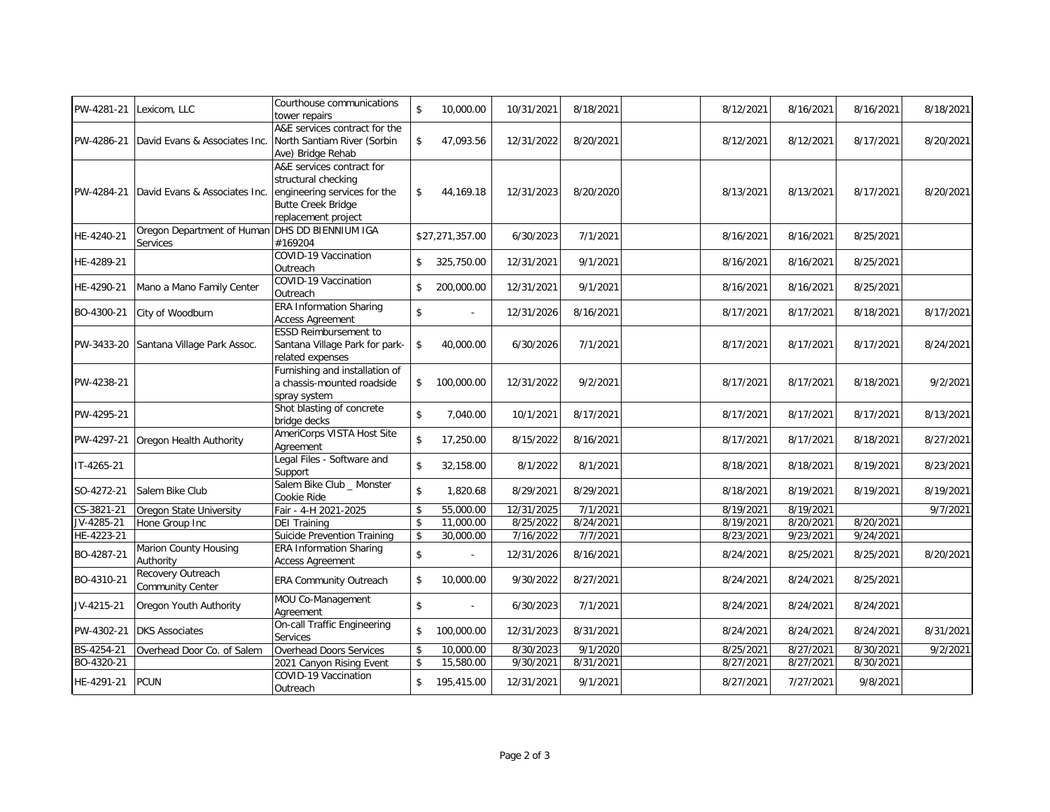| | | | | | | | | | | |
|---|---|---|---|---|---|---|---|---|---|---|
| PW-4281-21 | Lexicom, LLC | Courthouse communications tower repairs | $ 10,000.00 | 10/31/2021 | 8/18/2021 | | 8/12/2021 | 8/16/2021 | 8/16/2021 | 8/18/2021 |
| PW-4286-21 | David Evans & Associates Inc. | A&E services contract for the North Santiam River (Sorbin Ave) Bridge Rehab | $ 47,093.56 | 12/31/2022 | 8/20/2021 | | 8/12/2021 | 8/12/2021 | 8/17/2021 | 8/20/2021 |
| PW-4284-21 | David Evans & Associates Inc. | A&E services contract for structural checking engineering services for the Butte Creek Bridge replacement project | $ 44,169.18 | 12/31/2023 | 8/20/2020 | | 8/13/2021 | 8/13/2021 | 8/17/2021 | 8/20/2021 |
| HE-4240-21 | Oregon Department of Human Services | DHS DD BIENNIUM IGA #169204 | $27,271,357.00 | 6/30/2023 | 7/1/2021 | | 8/16/2021 | 8/16/2021 | 8/25/2021 | |
| HE-4289-21 | | COVID-19 Vaccination Outreach | $ 325,750.00 | 12/31/2021 | 9/1/2021 | | 8/16/2021 | 8/16/2021 | 8/25/2021 | |
| HE-4290-21 | Mano a Mano Family Center | COVID-19 Vaccination Outreach | $ 200,000.00 | 12/31/2021 | 9/1/2021 | | 8/16/2021 | 8/16/2021 | 8/25/2021 | |
| BO-4300-21 | City of Woodburn | ERA Information Sharing Access Agreement | $ - | 12/31/2026 | 8/16/2021 | | 8/17/2021 | 8/17/2021 | 8/18/2021 | 8/17/2021 |
| PW-3433-20 | Santana Village Park Assoc. | ESSD Reimbursement to Santana Village Park for park-related expenses | $ 40,000.00 | 6/30/2026 | 7/1/2021 | | 8/17/2021 | 8/17/2021 | 8/17/2021 | 8/24/2021 |
| PW-4238-21 | | Furnishing and installation of a chassis-mounted roadside spray system | $ 100,000.00 | 12/31/2022 | 9/2/2021 | | 8/17/2021 | 8/17/2021 | 8/18/2021 | 9/2/2021 |
| PW-4295-21 | | Shot blasting of concrete bridge decks | $ 7,040.00 | 10/1/2021 | 8/17/2021 | | 8/17/2021 | 8/17/2021 | 8/17/2021 | 8/13/2021 |
| PW-4297-21 | Oregon Health Authority | AmeriCorps VISTA Host Site Agreement | $ 17,250.00 | 8/15/2022 | 8/16/2021 | | 8/17/2021 | 8/17/2021 | 8/18/2021 | 8/27/2021 |
| IT-4265-21 | | Legal Files - Software and Support | $ 32,158.00 | 8/1/2022 | 8/1/2021 | | 8/18/2021 | 8/18/2021 | 8/19/2021 | 8/23/2021 |
| SO-4272-21 | Salem Bike Club | Salem Bike Club _ Monster Cookie Ride | $ 1,820.68 | 8/29/2021 | 8/29/2021 | | 8/18/2021 | 8/19/2021 | 8/19/2021 | 8/19/2021 |
| CS-3821-21 | Oregon State University | Fair - 4-H 2021-2025 | $ 55,000.00 | 12/31/2025 | 7/1/2021 | | 8/19/2021 | 8/19/2021 | | 9/7/2021 |
| JV-4285-21 | Hone Group Inc | DEI Training | $ 11,000.00 | 8/25/2022 | 8/24/2021 | | 8/19/2021 | 8/20/2021 | 8/20/2021 | |
| HE-4223-21 | | Suicide Prevention Training | $ 30,000.00 | 7/16/2022 | 7/7/2021 | | 8/23/2021 | 9/23/2021 | 9/24/2021 | |
| BO-4287-21 | Marion County Housing Authority | ERA Information Sharing Access Agreement | $ - | 12/31/2026 | 8/16/2021 | | 8/24/2021 | 8/25/2021 | 8/25/2021 | 8/20/2021 |
| BO-4310-21 | Recovery Outreach Community Center | ERA Community Outreach | $ 10,000.00 | 9/30/2022 | 8/27/2021 | | 8/24/2021 | 8/24/2021 | 8/25/2021 | |
| JV-4215-21 | Oregon Youth Authority | MOU Co-Management Agreement | $ - | 6/30/2023 | 7/1/2021 | | 8/24/2021 | 8/24/2021 | 8/24/2021 | |
| PW-4302-21 | DKS Associates | On-call Traffic Engineering Services | $ 100,000.00 | 12/31/2023 | 8/31/2021 | | 8/24/2021 | 8/24/2021 | 8/24/2021 | 8/31/2021 |
| BS-4254-21 | Overhead Door Co. of Salem | Overhead Doors Services | $ 10,000.00 | 8/30/2023 | 9/1/2020 | | 8/25/2021 | 8/27/2021 | 8/30/2021 | 9/2/2021 |
| BO-4320-21 | | 2021 Canyon Rising Event | $ 15,580.00 | 9/30/2021 | 8/31/2021 | | 8/27/2021 | 8/27/2021 | 8/30/2021 | |
| HE-4291-21 | PCUN | COVID-19 Vaccination Outreach | $ 195,415.00 | 12/31/2021 | 9/1/2021 | | 8/27/2021 | 7/27/2021 | 9/8/2021 | |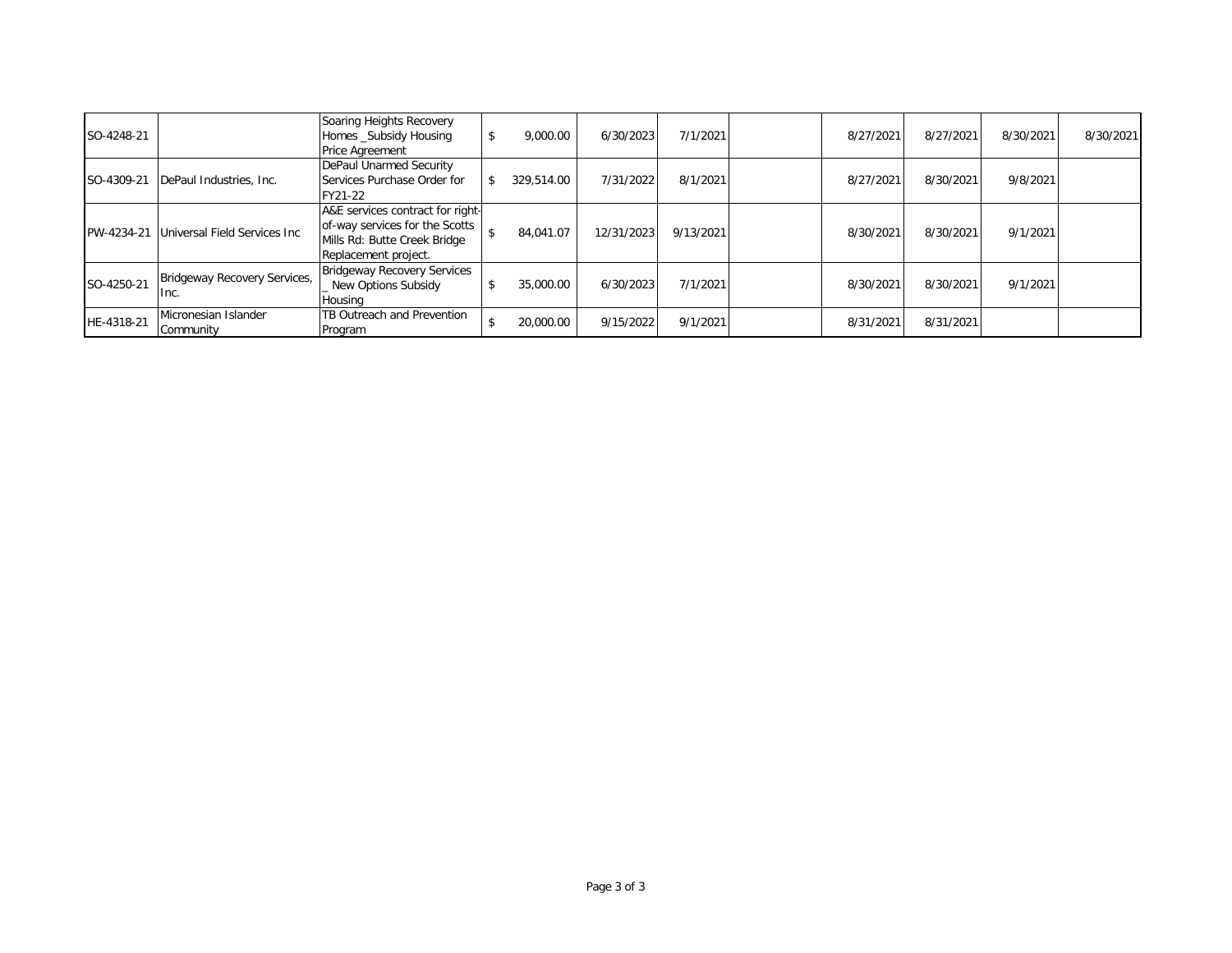| | | | | | | | | | | |
|---|---|---|---|---|---|---|---|---|---|---|
| SO-4248-21 | | Soaring Heights Recovery Homes _Subsidy Housing Price Agreement | $ 9,000.00 | 6/30/2023 | 7/1/2021 | | 8/27/2021 | 8/27/2021 | 8/30/2021 | 8/30/2021 |
| SO-4309-21 | DePaul Industries, Inc. | DePaul Unarmed Security Services Purchase Order for FY21-22 | $ 329,514.00 | 7/31/2022 | 8/1/2021 | | 8/27/2021 | 8/30/2021 | 9/8/2021 | |
| PW-4234-21 | Universal Field Services Inc | A&E services contract for right-of-way services for the Scotts Mills Rd: Butte Creek Bridge Replacement project. | $ 84,041.07 | 12/31/2023 | 9/13/2021 | | 8/30/2021 | 8/30/2021 | 9/1/2021 | |
| SO-4250-21 | Bridgeway Recovery Services, Inc. | Bridgeway Recovery Services _ New Options Subsidy Housing | $ 35,000.00 | 6/30/2023 | 7/1/2021 | | 8/30/2021 | 8/30/2021 | 9/1/2021 | |
| HE-4318-21 | Micronesian Islander Community | TB Outreach and Prevention Program | $ 20,000.00 | 9/15/2022 | 9/1/2021 | | 8/31/2021 | 8/31/2021 | | |